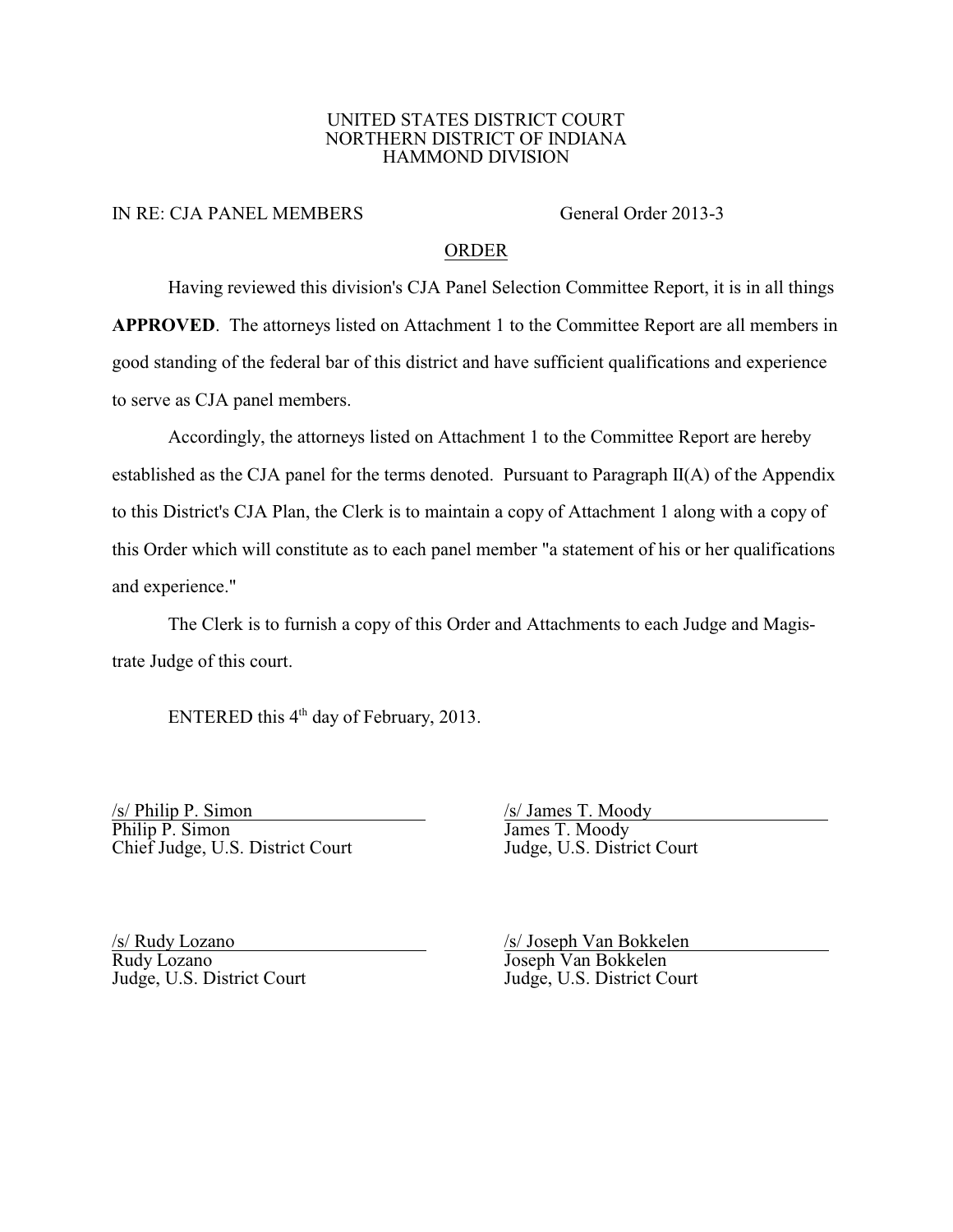UNITED STATES DISTRICT COURT
NORTHERN DISTRICT OF INDIANA
HAMMOND DIVISION

IN RE: CJA PANEL MEMBERS General Order 2013-3

ORDER

Having reviewed this division's CJA Panel Selection Committee Report, it is in all things **APPROVED**. The attorneys listed on Attachment 1 to the Committee Report are all members in good standing of the federal bar of this district and have sufficient qualifications and experience to serve as CJA panel members.

Accordingly, the attorneys listed on Attachment 1 to the Committee Report are hereby established as the CJA panel for the terms denoted. Pursuant to Paragraph II(A) of the Appendix to this District's CJA Plan, the Clerk is to maintain a copy of Attachment 1 along with a copy of this Order which will constitute as to each panel member "a statement of his or her qualifications and experience."

The Clerk is to furnish a copy of this Order and Attachments to each Judge and Magistrate Judge of this court.

ENTERED this 4th day of February, 2013.

/s/ Philip P. Simon
Philip P. Simon
Chief Judge, U.S. District Court

/s/ James T. Moody
James T. Moody
Judge, U.S. District Court

/s/ Rudy Lozano
Rudy Lozano
Judge, U.S. District Court

/s/ Joseph Van Bokkelen
Joseph Van Bokkelen
Judge, U.S. District Court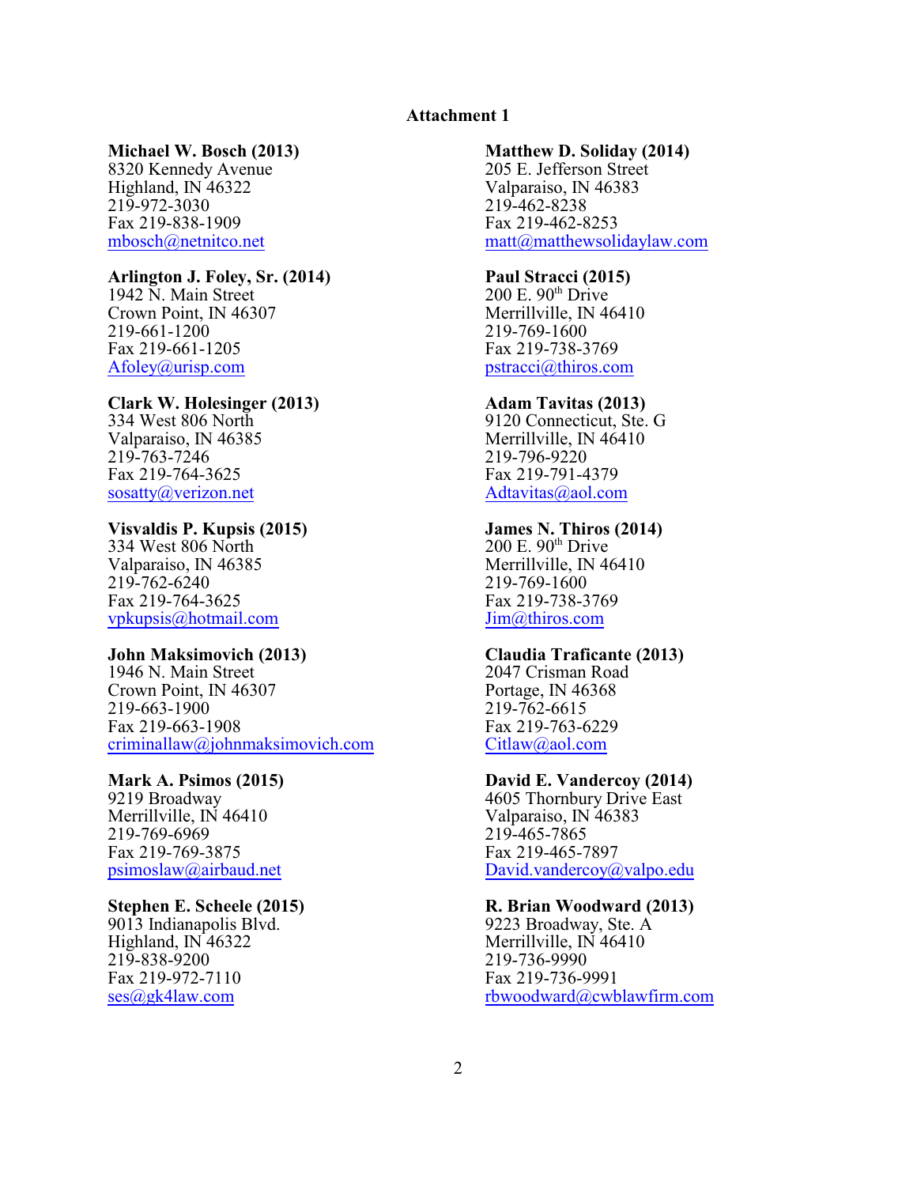**Attachment 1**

**Michael W. Bosch (2013)**
8320 Kennedy Avenue
Highland, IN 46322
219-972-3030
Fax 219-838-1909
mbosch@netnitco.net

**Arlington J. Foley, Sr. (2014)**
1942 N. Main Street
Crown Point, IN 46307
219-661-1200
Fax 219-661-1205
Afoley@urisp.com

**Clark W. Holesinger (2013)**
334 West 806 North
Valparaiso, IN 46385
219-763-7246
Fax 219-764-3625
sosatty@verizon.net

**Visvaldis P. Kupsis (2015)**
334 West 806 North
Valparaiso, IN 46385
219-762-6240
Fax 219-764-3625
vpkupsis@hotmail.com

**John Maksimovich (2013)**
1946 N. Main Street
Crown Point, IN 46307
219-663-1900
Fax 219-663-1908
criminallaw@johnmaksimovich.com

**Mark A. Psimos (2015)**
9219 Broadway
Merrillville, IN 46410
219-769-6969
Fax 219-769-3875
psimoslaw@airbaud.net

**Stephen E. Scheele (2015)**
9013 Indianapolis Blvd.
Highland, IN 46322
219-838-9200
Fax 219-972-7110
ses@gk4law.com

**Matthew D. Soliday (2014)**
205 E. Jefferson Street
Valparaiso, IN 46383
219-462-8238
Fax 219-462-8253
matt@matthewsolidaylaw.com

**Paul Stracci (2015)**
200 E. 90th Drive
Merrillville, IN 46410
219-769-1600
Fax 219-738-3769
pstracci@thiros.com

**Adam Tavitas (2013)**
9120 Connecticut, Ste. G
Merrillville, IN 46410
219-796-9220
Fax 219-791-4379
Adtavitas@aol.com

**James N. Thiros (2014)**
200 E. 90th Drive
Merrillville, IN 46410
219-769-1600
Fax 219-738-3769
Jim@thiros.com

**Claudia Traficante (2013)**
2047 Crisman Road
Portage, IN 46368
219-762-6615
Fax 219-763-6229
Citlaw@aol.com

**David E. Vandercoy (2014)**
4605 Thornbury Drive East
Valparaiso, IN 46383
219-465-7865
Fax 219-465-7897
David.vandercoy@valpo.edu

**R. Brian Woodward (2013)**
9223 Broadway, Ste. A
Merrillville, IN 46410
219-736-9990
Fax 219-736-9991
rbwoodward@cwblawfirm.com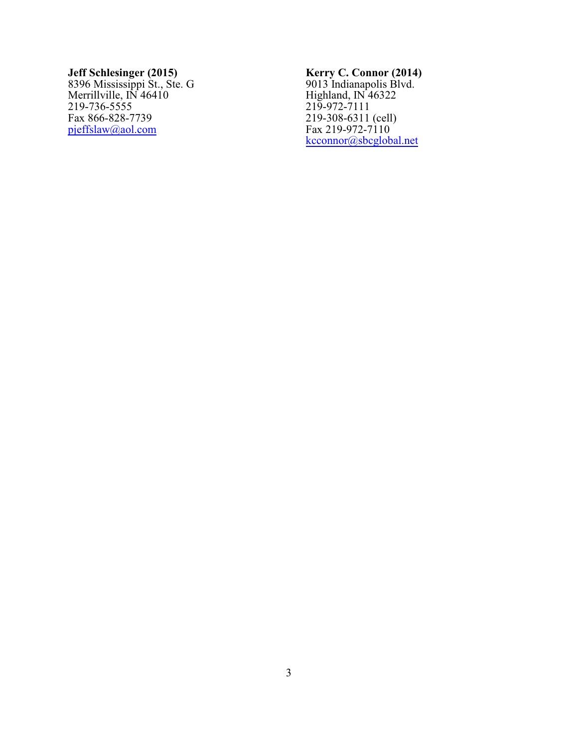**Jeff Schlesinger (2015)**
8396 Mississippi St., Ste. G
Merrillville, IN 46410
219-736-5555
Fax 866-828-7739
pjeffslaw@aol.com

**Kerry C. Connor (2014)**
9013 Indianapolis Blvd.
Highland, IN 46322
219-972-7111
219-308-6311 (cell)
Fax 219-972-7110
kcconnor@sbcglobal.net